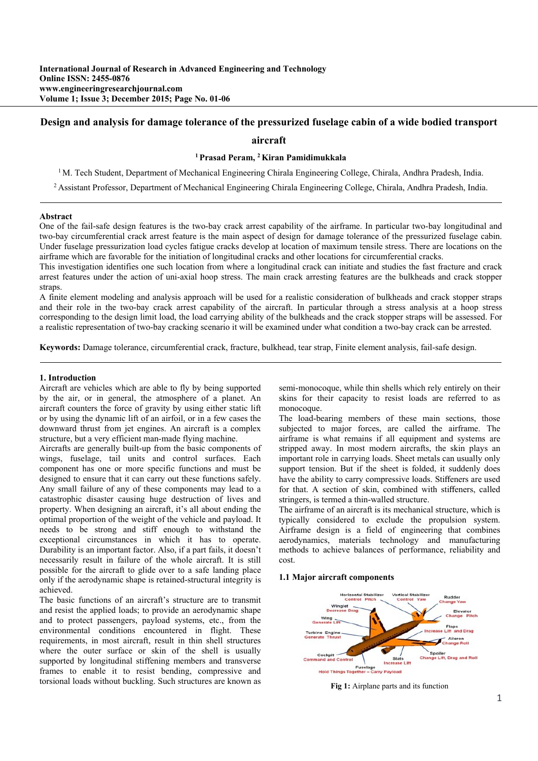# Design and analysis for damage tolerance of the pressurized fuselage cabin of a wide bodied transport aircraft

**[1] Prasad Peram, [2] Kiran Pamidimukkala**

[1] M. Tech Student, Department of Mechanical Engineering Chirala Engineering College, Chirala, Andhra Pradesh, India.

[2] Assistant Professor, Department of Mechanical Engineering Chirala Engineering College, Chirala, Andhra Pradesh, India.

## Abstract

One of the fail-safe design features is the two-bay crack arrest capability of the airframe. In particular two-bay longitudinal and two-bay circumferential crack arrest feature is the main aspect of design for damage tolerance of the pressurized fuselage cabin. Under fuselage pressurization load cycles fatigue cracks develop at location of maximum tensile stress. There are locations on the airframe which are favorable for the initiation of longitudinal cracks and other locations for circumferential cracks.

This investigation identifies one such location from where a longitudinal crack can initiate and studies the fast fracture and crack arrest features under the action of uni-axial hoop stress. The main crack arresting features are the bulkheads and crack stopper straps.

A finite element modeling and analysis approach will be used for a realistic consideration of bulkheads and crack stopper straps and their role in the two-bay crack arrest capability of the aircraft. In particular through a stress analysis at a hoop stress corresponding to the design limit load, the load carrying ability of the bulkheads and the crack stopper straps will be assessed. For a realistic representation of two-bay cracking scenario it will be examined under what condition a two-bay crack can be arrested.

**Keywords:** Damage tolerance, circumferential crack, fracture, bulkhead, tear strap, Finite element analysis, fail-safe design.

## 1. Introduction

Aircraft are vehicles which are able to fly by being supported by the air, or in general, the atmosphere of a planet. An aircraft counters the force of gravity by using either static lift or by using the dynamic lift of an airfoil, or in a few cases the downward thrust from jet engines. An aircraft is a complex structure, but a very efficient man-made flying machine.

Aircrafts are generally built-up from the basic components of wings, fuselage, tail units and control surfaces. Each component has one or more specific functions and must be designed to ensure that it can carry out these functions safely. Any small failure of any of these components may lead to a catastrophic disaster causing huge destruction of lives and property. When designing an aircraft, it's all about ending the optimal proportion of the weight of the vehicle and payload. It needs to be strong and stiff enough to withstand the exceptional circumstances in which it has to operate. Durability is an important factor. Also, if a part fails, it doesn't necessarily result in failure of the whole aircraft. It is still possible for the aircraft to glide over to a safe landing place only if the aerodynamic shape is retained-structural integrity is achieved.

The basic functions of an aircraft's structure are to transmit and resist the applied loads; to provide an aerodynamic shape and to protect passengers, payload systems, etc., from the environmental conditions encountered in flight. These requirements, in most aircraft, result in thin shell structures where the outer surface or skin of the shell is usually supported by longitudinal stiffening members and transverse frames to enable it to resist bending, compressive and torsional loads without buckling. Such structures are known as semi-monocoque, while thin shells which rely entirely on their skins for their capacity to resist loads are referred to as monocoque.

The load-bearing members of these main sections, those subjected to major forces, are called the airframe. The airframe is what remains if all equipment and systems are stripped away. In most modern aircrafts, the skin plays an important role in carrying loads. Sheet metals can usually only support tension. But if the sheet is folded, it suddenly does have the ability to carry compressive loads. Stiffeners are used for that. A section of skin, combined with stiffeners, called stringers, is termed a thin-walled structure.

The airframe of an aircraft is its mechanical structure, which is typically considered to exclude the propulsion system. Airframe design is a field of engineering that combines aerodynamics, materials technology and manufacturing methods to achieve balances of performance, reliability and cost.

### 1.1 Major aircraft components

**Fig 1:** Airplane parts and its function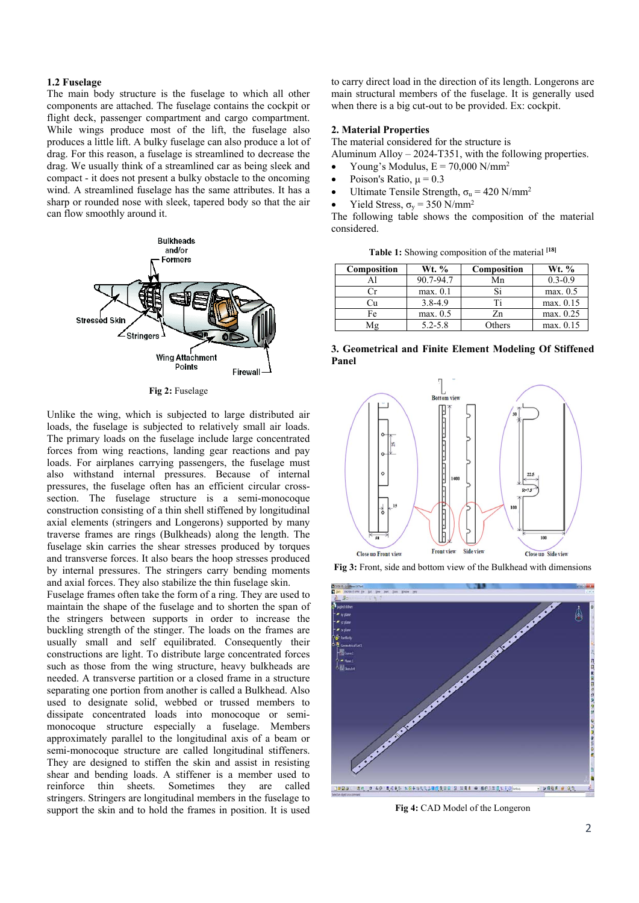### 1.2 Fuselage

The main body structure is the fuselage to which all other components are attached. The fuselage contains the cockpit or flight deck, passenger compartment and cargo compartment. While wings produce most of the lift, the fuselage also produces a little lift. A bulky fuselage can also produce a lot of drag. For this reason, a fuselage is streamlined to decrease the drag. We usually think of a streamlined car as being sleek and compact - it does not present a bulky obstacle to the oncoming wind. A streamlined fuselage has the same attributes. It has a sharp or rounded nose with sleek, tapered body so that the air can flow smoothly around it.

Fig 2: Fuselage

Unlike the wing, which is subjected to large distributed air loads, the fuselage is subjected to relatively small air loads. The primary loads on the fuselage include large concentrated forces from wing reactions, landing gear reactions and pay loads. For airplanes carrying passengers, the fuselage must also withstand internal pressures. Because of internal pressures, the fuselage often has an efficient circular cross-section. The fuselage structure is a semi-monocoque construction consisting of a thin shell stiffened by longitudinal axial elements (stringers and Longerons) supported by many traverse frames are rings (Bulkheads) along the length. The fuselage skin carries the shear stresses produced by torques and transverse forces. It also bears the hoop stresses produced by internal pressures. The stringers carry bending moments and axial forces. They also stabilize the thin fuselage skin.

Fuselage frames often take the form of a ring. They are used to maintain the shape of the fuselage and to shorten the span of the stringers between supports in order to increase the buckling strength of the stinger. The loads on the frames are usually small and self equilibrated. Consequently their constructions are light. To distribute large concentrated forces such as those from the wing structure, heavy bulkheads are needed. A transverse partition or a closed frame in a structure separating one portion from another is called a Bulkhead. Also used to designate solid, webbed or trussed members to dissipate concentrated loads into monocoque or semi-monocoque structure especially a fuselage. Members approximately parallel to the longitudinal axis of a beam or semi-monocoque structure are called longitudinal stiffeners. They are designed to stiffen the skin and assist in resisting shear and bending loads. A stiffener is a member used to reinforce thin sheets. Sometimes they are called stringers. Stringers are longitudinal members in the fuselage to support the skin and to hold the frames in position. It is used to carry direct load in the direction of its length. Longerons are main structural members of the fuselage. It is generally used when there is a big cut-out to be provided. Ex: cockpit.

## 2. Material Properties

The material considered for the structure is Aluminum Alloy – 2024-T351, with the following properties.

- Young's Modulus, E = 70,000 N/mm$^2$
- Poison's Ratio, $\mu$ = 0.3
- Ultimate Tensile Strength, $\sigma_u$ = 420 N/mm$^2$
- Yield Stress, $\sigma_y$ = 350 N/mm$^2$

The following table shows the composition of the material considered.

**Table 1:** Showing composition of the material [18]

| Composition | Wt. % | Composition | Wt. % |
|---|---|---|---|
| Al | 90.7-94.7 | Mn | 0.3-0.9 |
| Cr | max. 0.1 | Si | max. 0.5 |
| Cu | 3.8-4.9 | Ti | max. 0.15 |
| Fe | max. 0.5 | Zn | max. 0.25 |
| Mg | 5.2-5.8 | Others | max. 0.15 |

## 3. Geometrical and Finite Element Modeling Of Stiffened Panel

**Fig 3:** Front, side and bottom view of the Bulkhead with dimensions

**Fig 4:** CAD Model of the Longeron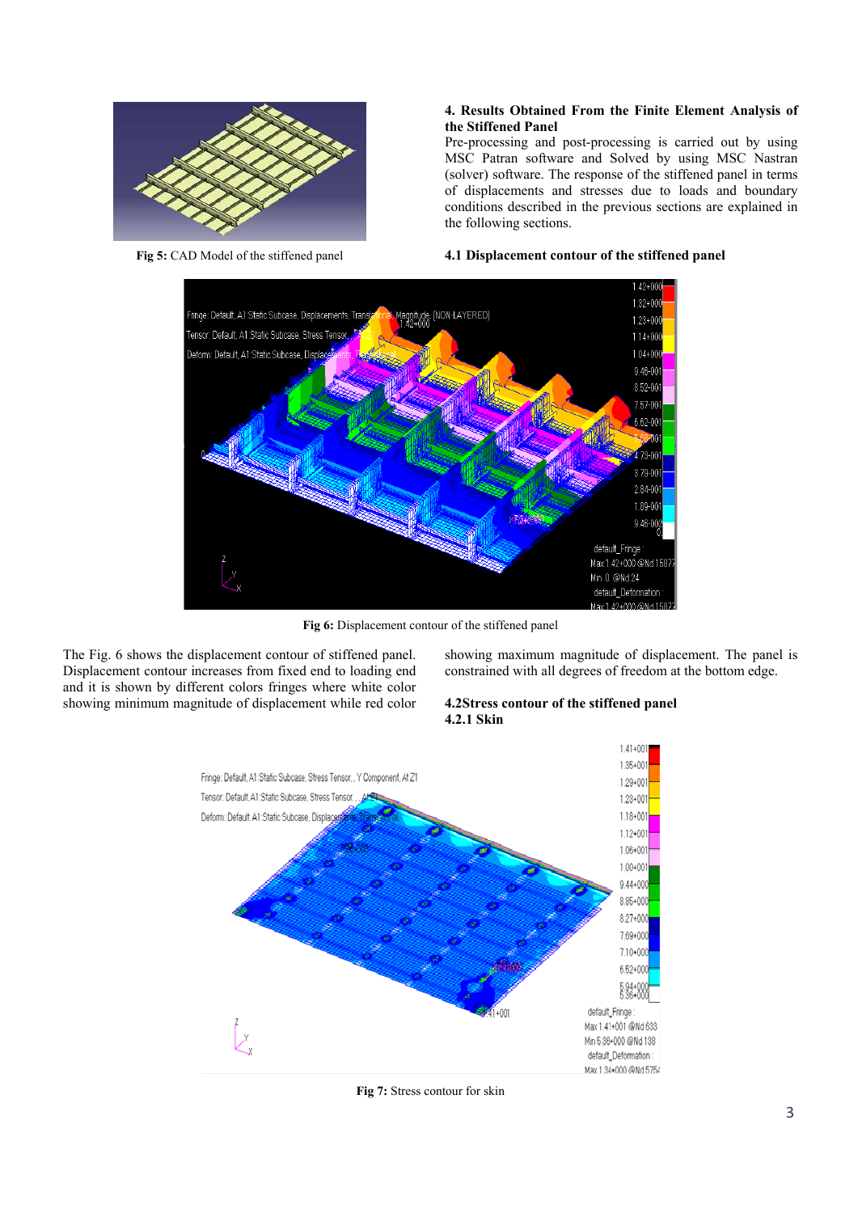Fig 5: CAD Model of the stiffened panel

## 4. Results Obtained From the Finite Element Analysis of the Stiffened Panel

Pre-processing and post-processing is carried out by using MSC Patran software and Solved by using MSC Nastran (solver) software. The response of the stiffened panel in terms of displacements and stresses due to loads and boundary conditions described in the previous sections are explained in the following sections.

### 4.1 Displacement contour of the stiffened panel

**Fig 6:** Displacement contour of the stiffened panel

The Fig. 6 shows the displacement contour of stiffened panel. Displacement contour increases from fixed end to loading end and it is shown by different colors fringes where white color showing minimum magnitude of displacement while red color showing maximum magnitude of displacement. The panel is constrained with all degrees of freedom at the bottom edge.

### 4.2 Stress contour of the stiffened panel

#### 4.2.1 Skin

**Fig 7:** Stress contour for skin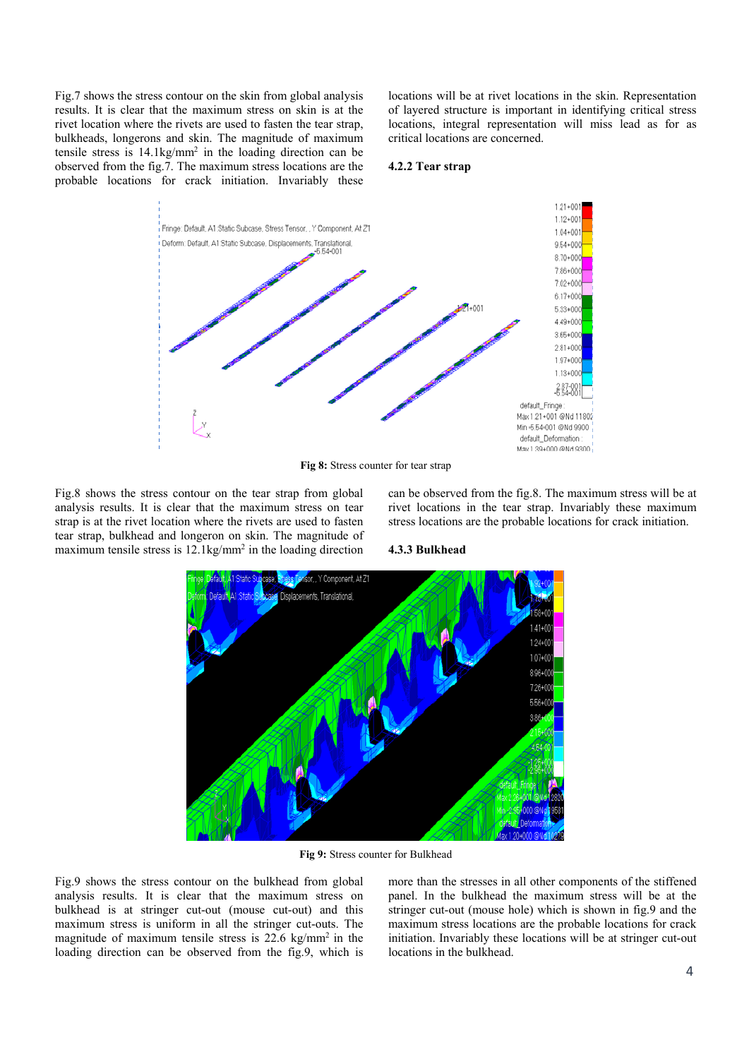Fig.7 shows the stress contour on the skin from global analysis results. It is clear that the maximum stress on skin is at the rivet location where the rivets are used to fasten the tear strap, bulkheads, longerons and skin. The magnitude of maximum tensile stress is 14.1kg/mm$^2$ in the loading direction can be observed from the fig.7. The maximum stress locations are the probable locations for crack initiation. Invariably these locations will be at rivet locations in the skin. Representation of layered structure is important in identifying critical stress locations, integral representation will miss lead as for as critical locations are concerned.

### 4.2.2 Tear strap

**Fig 8:** Stress counter for tear strap

Fig.8 shows the stress contour on the tear strap from global analysis results. It is clear that the maximum stress on tear strap is at the rivet location where the rivets are used to fasten tear strap, bulkhead and longeron on skin. The magnitude of maximum tensile stress is 12.1kg/mm$^2$ in the loading direction can be observed from the fig.8. The maximum stress will be at rivet locations in the tear strap. Invariably these maximum stress locations are the probable locations for crack initiation.

### 4.3.3 Bulkhead

**Fig 9:** Stress counter for Bulkhead

Fig.9 shows the stress contour on the bulkhead from global analysis results. It is clear that the maximum stress on bulkhead is at stringer cut-out (mouse cut-out) and this maximum stress is uniform in all the stringer cut-outs. The magnitude of maximum tensile stress is 22.6 kg/mm$^2$ in the loading direction can be observed from the fig.9, which is more than the stresses in all other components of the stiffened panel. In the bulkhead the maximum stress will be at the stringer cut-out (mouse hole) which is shown in fig.9 and the maximum stress locations are the probable locations for crack initiation. Invariably these locations will be at stringer cut-out locations in the bulkhead.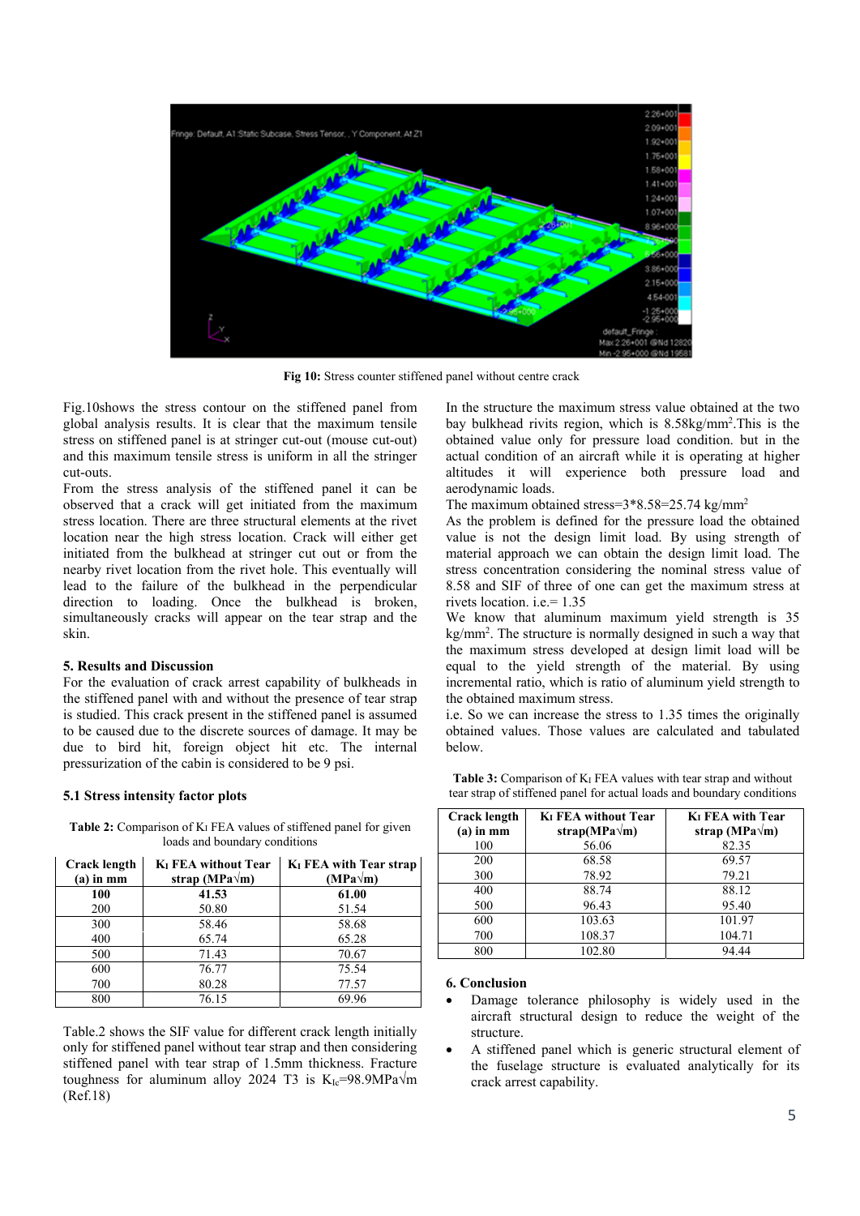**Fig 10:** Stress counter stiffened panel without centre crack

Fig.10shows the stress contour on the stiffened panel from global analysis results. It is clear that the maximum tensile stress on stiffened panel is at stringer cut-out (mouse cut-out) and this maximum tensile stress is uniform in all the stringer cut-outs.

From the stress analysis of the stiffened panel it can be observed that a crack will get initiated from the maximum stress location. There are three structural elements at the rivet location near the high stress location. Crack will either get initiated from the bulkhead at stringer cut out or from the nearby rivet location from the rivet hole. This eventually will lead to the failure of the bulkhead in the perpendicular direction to loading. Once the bulkhead is broken, simultaneously cracks will appear on the tear strap and the skin.

## 5. Results and Discussion

For the evaluation of crack arrest capability of bulkheads in the stiffened panel with and without the presence of tear strap is studied. This crack present in the stiffened panel is assumed to be caused due to the discrete sources of damage. It may be due to bird hit, foreign object hit etc. The internal pressurization of the cabin is considered to be 9 psi.

### 5.1 Stress intensity factor plots

**Table 2:** Comparison of $K_I$ FEA values of stiffened panel for given loads and boundary conditions

| Crack length (a) in mm | $K_I$ FEA without Tear strap (MPa√m) | $K_I$ FEA with Tear strap (MPa√m) |
|---|---|---|
| **100** | **41.53** | **61.00** |
| 200 | 50.80 | 51.54 |
| 300 | 58.46 | 58.68 |
| 400 | 65.74 | 65.28 |
| 500 | 71.43 | 70.67 |
| 600 | 76.77 | 75.54 |
| 700 | 80.28 | 77.57 |
| 800 | 76.15 | 69.96 |

Table.2 shows the SIF value for different crack length initially only for stiffened panel without tear strap and then considering stiffened panel with tear strap of 1.5mm thickness. Fracture toughness for aluminum alloy 2024 T3 is $K_{Ic}$=98.9MPa√m (Ref.18)

In the structure the maximum stress value obtained at the two bay bulkhead rivits region, which is 8.58kg/mm$^2$.This is the obtained value only for pressure load condition. but in the actual condition of an aircraft while it is operating at higher altitudes it will experience both pressure load and aerodynamic loads.

The maximum obtained stress=3*8.58=25.74 kg/mm$^2$

As the problem is defined for the pressure load the obtained value is not the design limit load. By using strength of material approach we can obtain the design limit load. The stress concentration considering the nominal stress value of 8.58 and SIF of three of one can get the maximum stress at rivets location. i.e.= 1.35

We know that aluminum maximum yield strength is 35 kg/mm$^2$. The structure is normally designed in such a way that the maximum stress developed at design limit load will be equal to the yield strength of the material. By using incremental ratio, which is ratio of aluminum yield strength to the obtained maximum stress.

i.e. So we can increase the stress to 1.35 times the originally obtained values. Those values are calculated and tabulated below.

**Table 3:** Comparison of $K_I$ FEA values with tear strap and without tear strap of stiffened panel for actual loads and boundary conditions

| Crack length (a) in mm | $K_I$ FEA without Tear strap(MPa√m) | $K_I$ FEA with Tear strap (MPa√m) |
|---|---|---|
| 100 | 56.06 | 82.35 |
| 200 | 68.58 | 69.57 |
| 300 | 78.92 | 79.21 |
| 400 | 88.74 | 88.12 |
| 500 | 96.43 | 95.40 |
| 600 | 103.63 | 101.97 |
| 700 | 108.37 | 104.71 |
| 800 | 102.80 | 94.44 |

## 6. Conclusion

- Damage tolerance philosophy is widely used in the aircraft structural design to reduce the weight of the structure.
- A stiffened panel which is generic structural element of the fuselage structure is evaluated analytically for its crack arrest capability.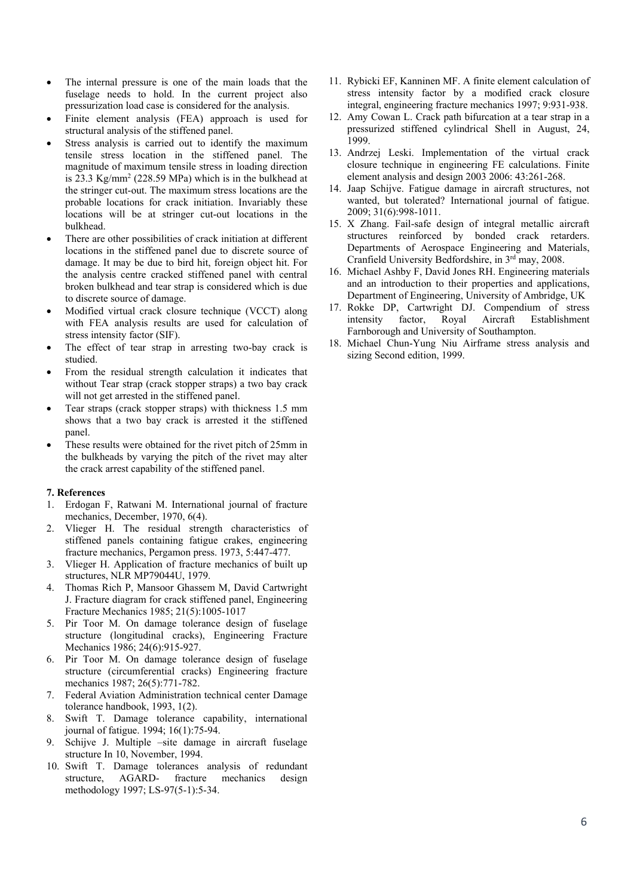- The internal pressure is one of the main loads that the fuselage needs to hold. In the current project also pressurization load case is considered for the analysis.
- Finite element analysis (FEA) approach is used for structural analysis of the stiffened panel.
- Stress analysis is carried out to identify the maximum tensile stress location in the stiffened panel. The magnitude of maximum tensile stress in loading direction is 23.3 $Kg/mm^2$ (228.59 MPa) which is in the bulkhead at the stringer cut-out. The maximum stress locations are the probable locations for crack initiation. Invariably these locations will be at stringer cut-out locations in the bulkhead.
- There are other possibilities of crack initiation at different locations in the stiffened panel due to discrete source of damage. It may be due to bird hit, foreign object hit. For the analysis centre cracked stiffened panel with central broken bulkhead and tear strap is considered which is due to discrete source of damage.
- Modified virtual crack closure technique (VCCT) along with FEA analysis results are used for calculation of stress intensity factor (SIF).
- The effect of tear strap in arresting two-bay crack is studied.
- From the residual strength calculation it indicates that without Tear strap (crack stopper straps) a two bay crack will not get arrested in the stiffened panel.
- Tear straps (crack stopper straps) with thickness 1.5 mm shows that a two bay crack is arrested it the stiffened panel.
- These results were obtained for the rivet pitch of 25mm in the bulkheads by varying the pitch of the rivet may alter the crack arrest capability of the stiffened panel.

**7. References**

1. Erdogan F, Ratwani M. International journal of fracture mechanics, December, 1970, 6(4).
2. Vlieger H. The residual strength characteristics of stiffened panels containing fatigue crakes, engineering fracture mechanics, Pergamon press. 1973, 5:447-477.
3. Vlieger H. Application of fracture mechanics of built up structures, NLR MP79044U, 1979.
4. Thomas Rich P, Mansoor Ghassem M, David Cartwright J. Fracture diagram for crack stiffened panel, Engineering Fracture Mechanics 1985; 21(5):1005-1017
5. Pir Toor M. On damage tolerance design of fuselage structure (longitudinal cracks), Engineering Fracture Mechanics 1986; 24(6):915-927.
6. Pir Toor M. On damage tolerance design of fuselage structure (circumferential cracks) Engineering fracture mechanics 1987; 26(5):771-782.
7. Federal Aviation Administration technical center Damage tolerance handbook, 1993, 1(2).
8. Swift T. Damage tolerance capability, international journal of fatigue. 1994; 16(1):75-94.
9. Schijve J. Multiple –site damage in aircraft fuselage structure In 10, November, 1994.
10. Swift T. Damage tolerances analysis of redundant structure, AGARD- fracture mechanics design methodology 1997; LS-97(5-1):5-34.
11. Rybicki EF, Kanninen MF. A finite element calculation of stress intensity factor by a modified crack closure integral, engineering fracture mechanics 1997; 9:931-938.
12. Amy Cowan L. Crack path bifurcation at a tear strap in a pressurized stiffened cylindrical Shell in August, 24, 1999.
13. Andrzej Leski. Implementation of the virtual crack closure technique in engineering FE calculations. Finite element analysis and design 2003 2006: 43:261-268.
14. Jaap Schijve. Fatigue damage in aircraft structures, not wanted, but tolerated? International journal of fatigue. 2009; 31(6):998-1011.
15. X Zhang. Fail-safe design of integral metallic aircraft structures reinforced by bonded crack retarders. Departments of Aerospace Engineering and Materials, Cranfield University Bedfordshire, in 3rd may, 2008.
16. Michael Ashby F, David Jones RH. Engineering materials and an introduction to their properties and applications, Department of Engineering, University of Ambridge, UK
17. Rokke DP, Cartwright DJ. Compendium of stress intensity factor, Royal Aircraft Establishment Farnborough and University of Southampton.
18. Michael Chun-Yung Niu Airframe stress analysis and sizing Second edition, 1999.